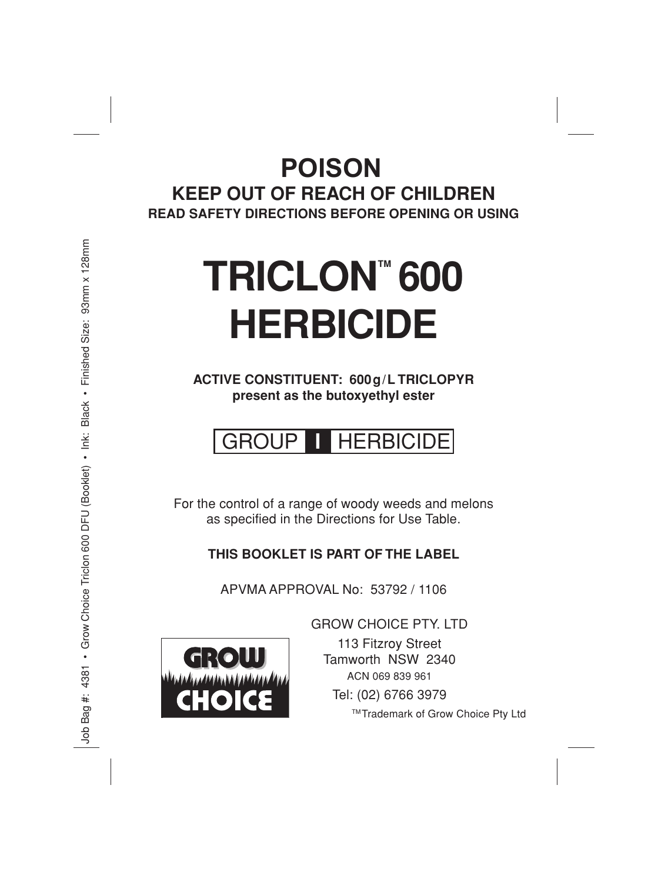# POISON

## KEEP OUT OF REACH OF CHILDREN

**READ SAFETY DIRECTIONS BEFORE OPENING OR USING**

# TRICLON™ 600 HERBICIDE

**ACTIVE CONSTITUENT: 600 g / L TRICLOPYR**
**present as the butoxyethyl ester**

GROUP **I** HERBICIDE

For the control of a range of woody weeds and melons as specified in the Directions for Use Table.

**THIS BOOKLET IS PART OF THE LABEL**

APVMA APPROVAL No: 53792 / 1106

GROW CHOICE

GROW CHOICE PTY. LTD
113 Fitzroy Street
Tamworth NSW 2340
ACN 069 839 961
Tel: (02) 6766 3979

™Trademark of Grow Choice Pty Ltd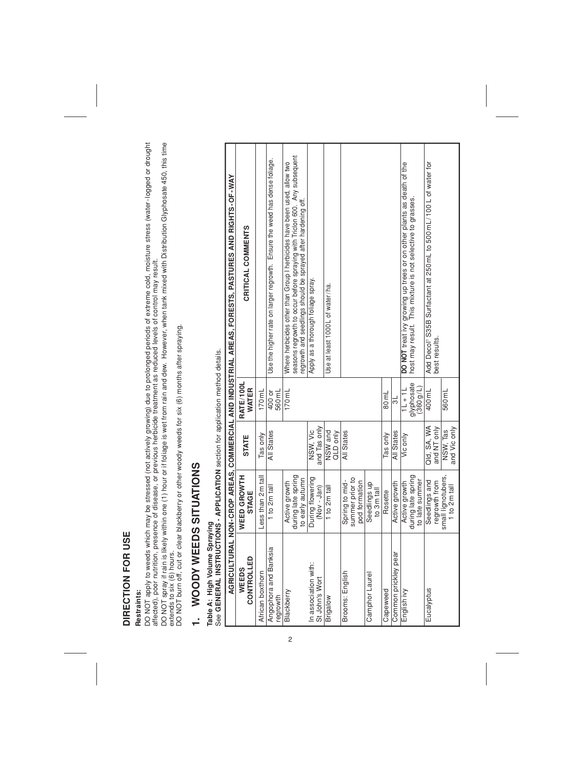# DIRECTION FOR USE

**Restraints:**

DO NOT apply to weeds which may be stressed (not actively growing) due to prolonged periods of extreme cold, moisture stress (water-logged or drought affected), poor nutrition, presence of disease, or previous herbicide treatment as reduced levels of control may result.

DO NOT spray if rain is likely within one (1) hour or if foliage is wet from rain and dew. However, when tank mixed with Distribution Glyphosate 450, this time extends to six (6) hours.

DO NOT burn off, cut or clear blackberry or other woody weeds for six (6) months after spraying.

## 1. WOODY WEEDS SITUATIONS

**Table A: High Volume Spraying**

See **GENERAL INSTRUCTIONS - APPLICATION** section for application method details.

| AGRICULTURAL NON-CROP AREAS, COMMERCIAL AND INDUSTRIAL AREAS, FORESTS, PASTURES AND RIGHTS-OF-WAY | | | | |
|---|---|---|---|---|
| **WEEDS CONTROLLED** | **WEED GROWTH STAGE** | **STATE** | **RATE/100L WATER** | **CRITICAL COMMENTS** |
| African boxthorn | Less than 2 m tall | Tas only | 170 mL | |
| Angophora and Banksia regrowth | 1 to 2 m tall | All States | 400 or 560 mL | Use the higher rate on larger regrowth. Ensure the weed has dense foliage. |
| Blackberry | Active growth during late spring to early autumn | | 170 mL | Where herbicides other than Group I herbicides have been used, allow two seasons regrowth to occur before spraying with Tricion 600. Any subsequent regrowth and seedlings should be sprayed after hardening off. |
| In association with: St John's Wort | During flowering (Nov - Jan) | NSW, Vic and Tas only | | Apply as a thorough foliage spray. |
| Brigalow | 1 to 2 m tall | NSW and QLD only | | Use at least 1000 L of water/ha. |
| Brooms: English | Spring to mid-summer prior to pod formation | All States | | |
| Camphor Laurel | Seedlings up to 3 m tall | | | |
| Capeweed | Rosette | Tas only | 80 mL | |
| Common prickley pear | Active growth | All States | 3L | |
| English ivy | Active growth during late spring to late summer | Vic only | 1 L + 1 L glyphosate (360 g/L) | **DO NOT** treat ivy growing up trees or on other plants as death of the host may result. This mixture is not selective to grasses. |
| Eucalyptus | Seedlings and regrowth from small lignotubers, 1 to 2 m tall | Qld, SA, WA and NT only | 400 mL | Add Decol' S35B Surfactant at 250 mL to 500 mL/100 L of water for best results. |
| | | NSW, Tas and Vic only | 560 mL | |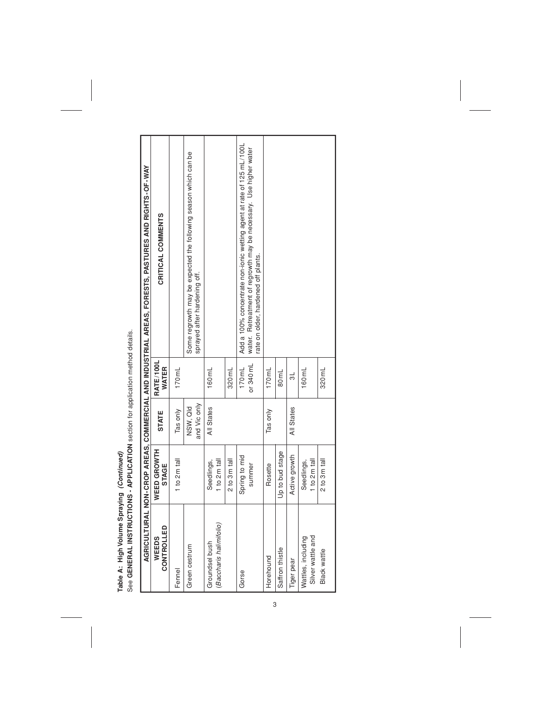**Table A: High Volume Spraying** ***(Continued)***

See **GENERAL INSTRUCTIONS - APPLICATION** section for application method details.

| AGRICULTURAL NON-CROP AREAS, COMMERCIAL AND INDUSTRIAL AREAS, FORESTS, PASTURES AND RIGHTS-OF-WAY | | | | |
|---|---|---|---|---|
| **WEEDS CONTROLLED** | **WEED GROWTH STAGE** | **STATE** | **RATE/100L WATER** | **CRITICAL COMMENTS** |
| Fennel | 1 to 2 m tall | Tas only | 170 mL | |
| Green cestrum | | NSW, Qld and Vic only | | Some regrowth may be expected the following season which can be sprayed after hardening off. |
| Groundsel bush (*Baccharis halimifolia*) | Seedlings, 1 to 2 m tall | All States | 160 mL | |
| | 2 to 3 m tall | | 320 mL | |
| Gorse | Spring to mid summer | | 170 mL or 340 mL | Add a 100% concentrate non-ionic wetting agent at rate of 125 mL/100L water. Retreatment of regrowth may be necessary. Use higher water rate on older, hardened off plants. |
| Horehound | Rosette | Tas only | 170 mL | |
| Saffron thistle | Up to bud stage | | 80 mL | |
| Tiger pear | Active growth | All States | 3 L | |
| Wattles, including Silver wattle and | Seedlings, 1 to 2 m tall | | 160 mL | |
| Black wattle | 2 to 3 m tall | | 320 mL | |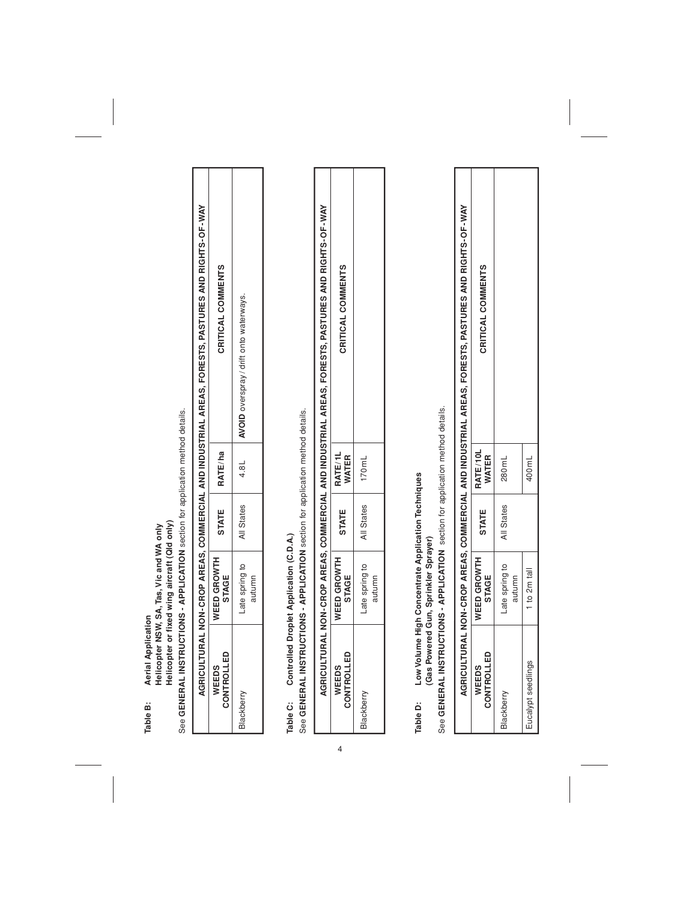**Table B: Aerial Application**
**Helicopter NSW, SA, Tas, Vic and WA only**
**Helicopter or fixed wing aircraft (Qld only)**

See **GENERAL INSTRUCTIONS - APPLICATION** section for application method details.

| AGRICULTURAL NON-CROP AREAS, COMMERCIAL AND INDUSTRIAL AREAS, FORESTS, PASTURES AND RIGHTS-OF-WAY | | | | |
|---|---|---|---|---|
| **WEEDS CONTROLLED** | **WEED GROWTH STAGE** | **STATE** | **RATE/ha** | **CRITICAL COMMENTS** |
| Blackberry | Late spring to autumn | All States | 4.8L | **AVOID** overspray/drift onto waterways. |

**Table C: Controlled Droplet Application (C.D.A.)**

See **GENERAL INSTRUCTIONS - APPLICATION** section for application method details.

| AGRICULTURAL NON-CROP AREAS, COMMERCIAL AND INDUSTRIAL AREAS, FORESTS, PASTURES AND RIGHTS-OF-WAY | | | | |
|---|---|---|---|---|
| **WEEDS CONTROLLED** | **WEED GROWTH STAGE** | **STATE** | **RATE/1L WATER** | **CRITICAL COMMENTS** |
| Blackberry | Late spring to autumn | All States | 170mL | |

**Table D: Low Volume High Concentrate Application Techniques**
**(Gas Powered Gun, Sprinkler Sprayer)**

See **GENERAL INSTRUCTIONS - APPLICATION** section for application method details.

| AGRICULTURAL NON-CROP AREAS, COMMERCIAL AND INDUSTRIAL AREAS, FORESTS, PASTURES AND RIGHTS-OF-WAY | | | | |
|---|---|---|---|---|
| **WEEDS CONTROLLED** | **WEED GROWTH STAGE** | **STATE** | **RATE/10L WATER** | **CRITICAL COMMENTS** |
| Blackberry | Late spring to autumn | All States | 280mL | |
| Eucalypt seedlings | 1 to 2m tall | | 400mL | |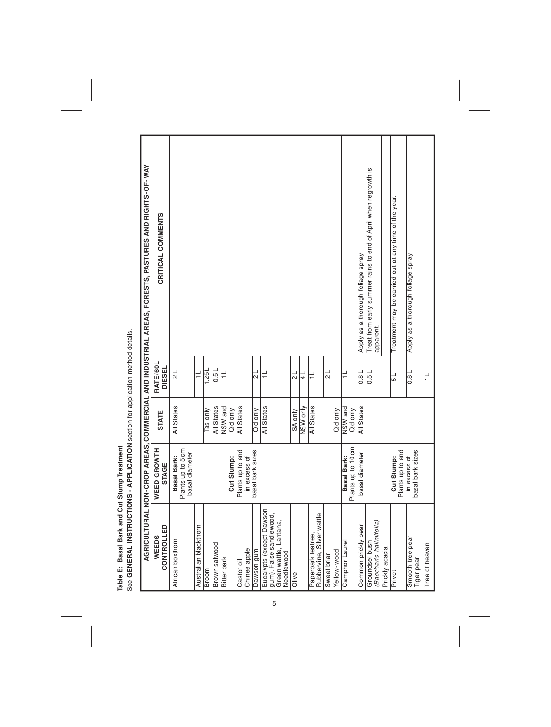**Table E: Basal Bark and Cut Stump Treatment**

See **GENERAL INSTRUCTIONS - APPLICATION** section for application method details.

| AGRICULTURAL NON-CROP AREAS, COMMERCIAL AND INDUSTRIAL AREAS, FORESTS, PASTURES AND RIGHTS-OF-WAY | | | | |
|---|---|---|---|---|
| **WEEDS CONTROLLED** | **WEED GROWTH STAGE** | **STATE** | **RATE/60L DIESEL** | **CRITICAL COMMENTS** |
| African boxthorn | **Basal Bark:** Plants up to 5 cm basal diameter | All States | 2 L | |
| Australian blackthorn | | | 1 L | |
| Broom | | Tas only | 1.25 L | |
| Brown salwood | | All States | 0.5 L | |
| Bitter bark | **Cut Stump:** Plants up to and in excess of basal bark sizes | NSW and Qld only | 1 L | |
| Castor oil<br>Chinee apple | | All States | | |
| Dawson gum | | Qld only | 2 L | |
| Eucalypts (except Dawson gum), False sandlewood, Green wattle, Lantana, Needlewood | | All States | 1 L | |
| Olive | | SA only | 2 L | |
| | | NSW only | 4 L | |
| Paperbark teatree, Rubbervine, Silver wattle | | All States | 1 L | |
| Sweet briar | | | 2 L | |
| Yellow-wood | | Qld only | | |
| Camphor Laurel | **Basal Bark:** Plants up to 10 cm basal diameter | NSW and Qld only | 1 L | |
| Common prickly pear | | All States | 0.8 L | Apply as a thorough foliage spray. |
| Groundsel bush *(Baccharis halimifolia)* | | | 0.5 L | Treat from early summer rains to end of April when regrowth is apparent. |
| Prickly acacia | | | | |
| Privet | **Cut Stump:** Plants up to and in excess of basal bark sizes | | 5 L | Treatment may be carried out at any time of the year. |
| Smooth tree pear<br>Tiger pear | | | 0.8 L | Apply as a thorough foliage spray. |
| Tree of heaven | | | 1 L | |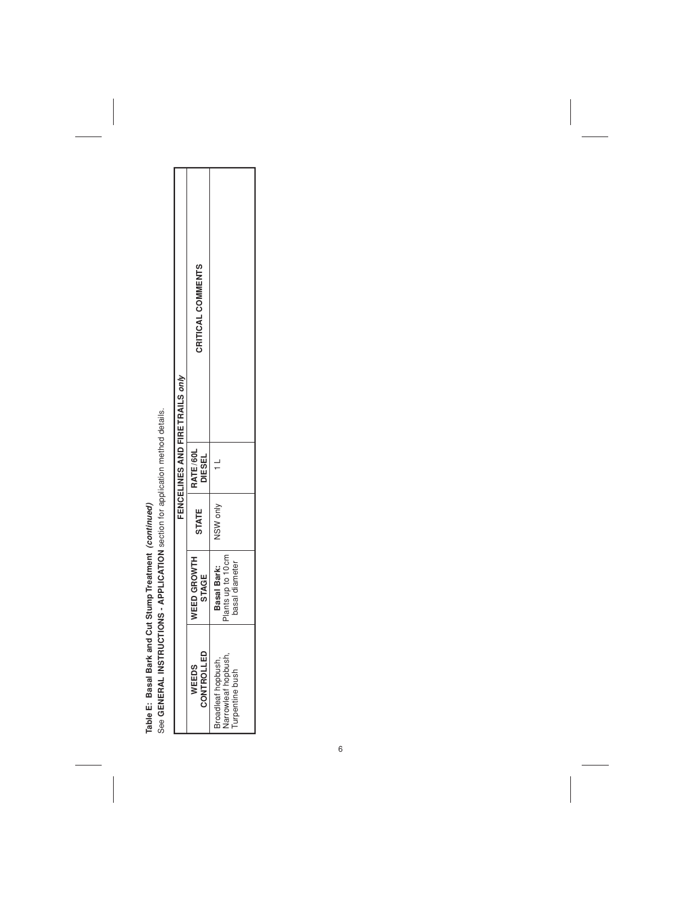**Table E: Basal Bark and Cut Stump Treatment** ***(continued)***

See **GENERAL INSTRUCTIONS - APPLICATION** section for application method details.

| FENCELINES AND FIRE TRAILS *only* | | | | |
|---|---|---|---|---|
| **WEEDS CONTROLLED** | **WEED GROWTH STAGE** | **STATE** | **RATE/60L DIESEL** | **CRITICAL COMMENTS** |
| Broadleaf hopbush, Narrowleaf hopbush, Turpentine bush | **Basal Bark:** Plants up to 10cm basal diameter | NSW only | 1 L | |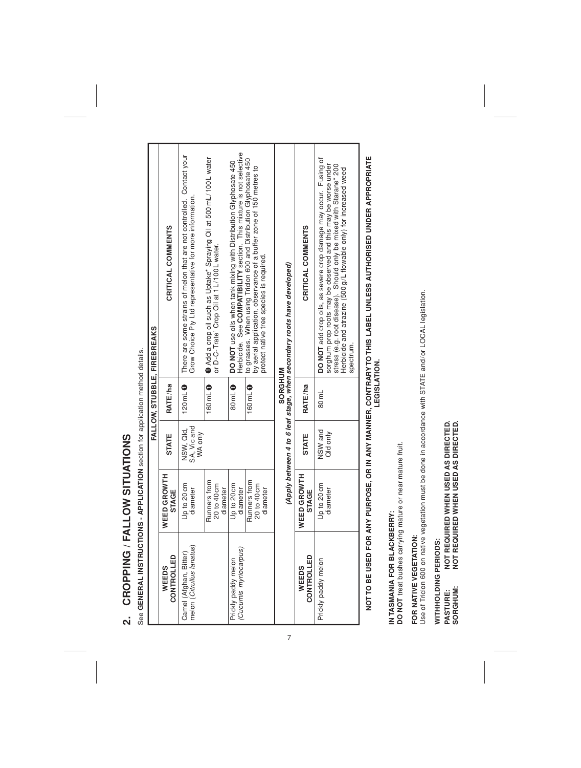## 2. CROPPING / FALLOW SITUATIONS

See **GENERAL INSTRUCTIONS - APPLICATION** section for application method details.

| WEEDS CONTROLLED | WEED GROWTH STAGE | STATE | RATE/ha | CRITICAL COMMENTS |
|---|---|---|---|---|
| **FALLOW, STUBBLE, FIREBREAKS** | | | | |
| Camel (Afghan, Bitter) melon (*Citrullus lanatus*) | Up to 20 cm diameter | NSW, Qld, SA, Vic and WA only | 120 mL ❶ | There are some strains of melon that are not controlled. Contact your Grow Choice Pty Ltd representative for more information. |
| | Runners from 20 to 40 cm diameter | | 160 mL ❶ | ❶ Add a crop oil such as Uptake* Spraying Oil at 500 mL/100 L water or D-C-Trate† Crop Oil at 1 L/100 L water. |
| Prickly paddy melon (*Cucumis myriocarpus*) | Up to 20 cm diameter | | 80 mL ❶ | **DO NOT** use oils when tank mixing with Distribution Glyphosate 450 Herbicide. See **COMPATIBILITY** section. This mixture is not selective to grasses. When using Triclon 600 and Distribution Glyphosate 450 by aerial application, observance of a buffer zone of 150 metres to protect native tree species is required. |
| | Runners from 20 to 40 cm diameter | | 160 mL ❶ | |

**SORGHUM**
***(Apply between 4 to 6 leaf stage, when secondary roots have developed)***

| WEEDS CONTROLLED | WEED GROWTH STAGE | STATE | RATE/ha | CRITICAL COMMENTS |
|---|---|---|---|---|
| Prickly paddy melon | Up to 20 cm diameter | NSW and Qld only | 80 mL | **DO NOT** add crop oils, as severe crop damage may occur. Fusing of sorghum prop roots may be observed and this may be worse under stress (e.g. root disease). Should only be mixed with Starane* 200 Herbicide and atrazine (500 g/L flowable only) for increased weed spectrum. |

**NOT TO BE USED FOR ANY PURPOSE, OR IN ANY MANNER, CONTRARY TO THIS LABEL UNLESS AUTHORISED UNDER APPROPRIATE LEGISLATION.**

**IN TASMANIA FOR BLACKBERRY:**
**DO NOT** treat bushes carrying mature or near mature fruit.

**FOR NATIVE VEGETATION:**
Use of Triclon 600 on native vegetation must be done in accordance with STATE and/or LOCAL legislation.

**WITHHOLDING PERIODS:**
**PASTURE: NOT REQUIRED WHEN USED AS DIRECTED.**
**SORGHUM: NOT REQUIRED WHEN USED AS DIRECTED.**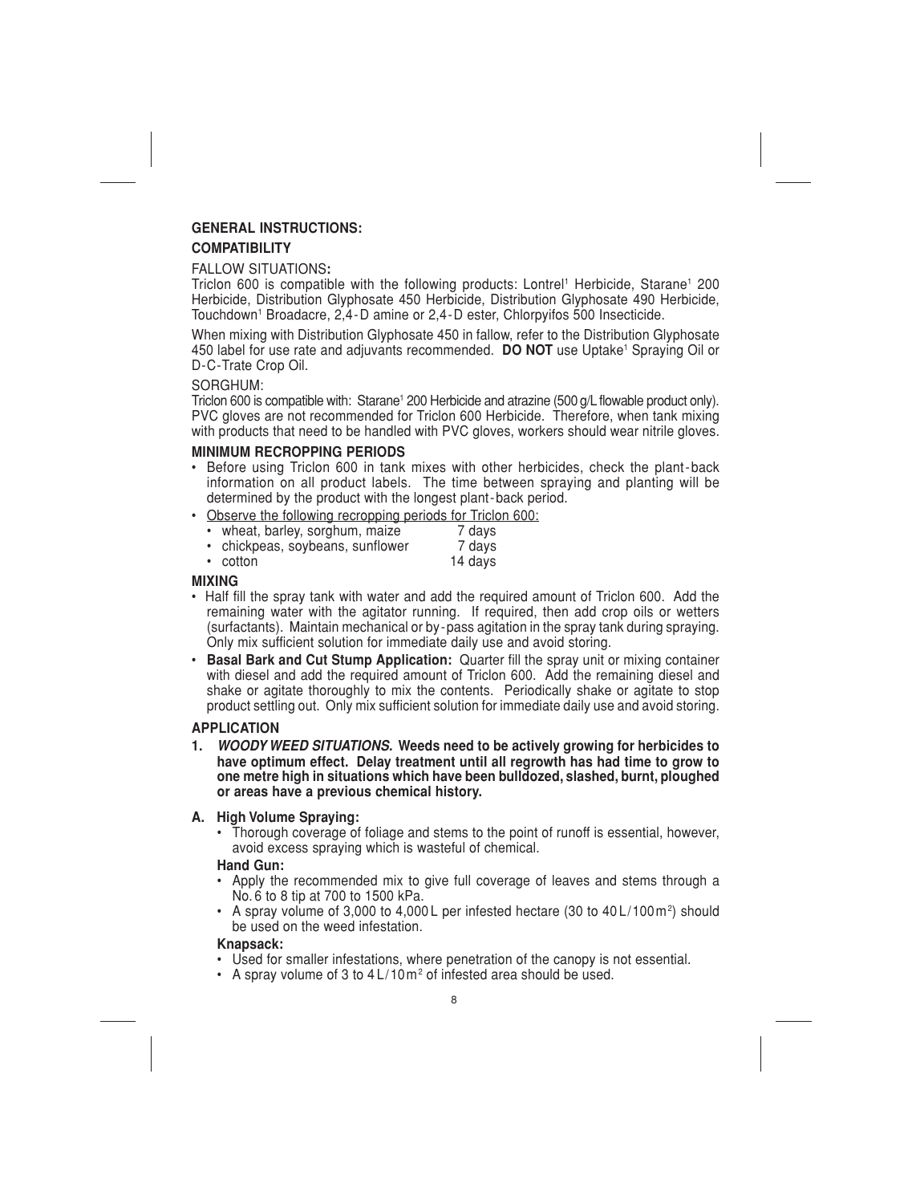## GENERAL INSTRUCTIONS:

### COMPATIBILITY

FALLOW SITUATIONS**:**

Triclon 600 is compatible with the following products: Lontrel[1] Herbicide, Starane[1] 200 Herbicide, Distribution Glyphosate 450 Herbicide, Distribution Glyphosate 490 Herbicide, Touchdown[1] Broadacre, 2,4-D amine or 2,4-D ester, Chlorpyifos 500 Insecticide.

When mixing with Distribution Glyphosate 450 in fallow, refer to the Distribution Glyphosate 450 label for use rate and adjuvants recommended. **DO NOT** use Uptake[1] Spraying Oil or D-C-Trate Crop Oil.

SORGHUM:

Triclon 600 is compatible with: Starane[1] 200 Herbicide and atrazine (500 g/L flowable product only). PVC gloves are not recommended for Triclon 600 Herbicide. Therefore, when tank mixing with products that need to be handled with PVC gloves, workers should wear nitrile gloves.

### MINIMUM RECROPPING PERIODS

- Before using Triclon 600 in tank mixes with other herbicides, check the plant-back information on all product labels. The time between spraying and planting will be determined by the product with the longest plant-back period.
- Observe the following recropping periods for Triclon 600:
  - wheat, barley, sorghum, maize 7 days
  - chickpeas, soybeans, sunflower 7 days
  - cotton 14 days

### MIXING

- Half fill the spray tank with water and add the required amount of Triclon 600. Add the remaining water with the agitator running. If required, then add crop oils or wetters (surfactants). Maintain mechanical or by-pass agitation in the spray tank during spraying. Only mix sufficient solution for immediate daily use and avoid storing.
- **Basal Bark and Cut Stump Application:** Quarter fill the spray unit or mixing container with diesel and add the required amount of Triclon 600. Add the remaining diesel and shake or agitate thoroughly to mix the contents. Periodically shake or agitate to stop product settling out. Only mix sufficient solution for immediate daily use and avoid storing.

### APPLICATION

**1. *WOODY WEED SITUATIONS.* Weeds need to be actively growing for herbicides to have optimum effect. Delay treatment until all regrowth has had time to grow to one metre high in situations which have been bulldozed, slashed, burnt, ploughed or areas have a previous chemical history.**

**A. High Volume Spraying:**

- Thorough coverage of foliage and stems to the point of runoff is essential, however, avoid excess spraying which is wasteful of chemical.

**Hand Gun:**

- Apply the recommended mix to give full coverage of leaves and stems through a No. 6 to 8 tip at 700 to 1500 kPa.
- A spray volume of 3,000 to 4,000 L per infested hectare (30 to 40 L/100 m$^2$) should be used on the weed infestation.

**Knapsack:**

- Used for smaller infestations, where penetration of the canopy is not essential.
- A spray volume of 3 to 4 L/10 m$^2$ of infested area should be used.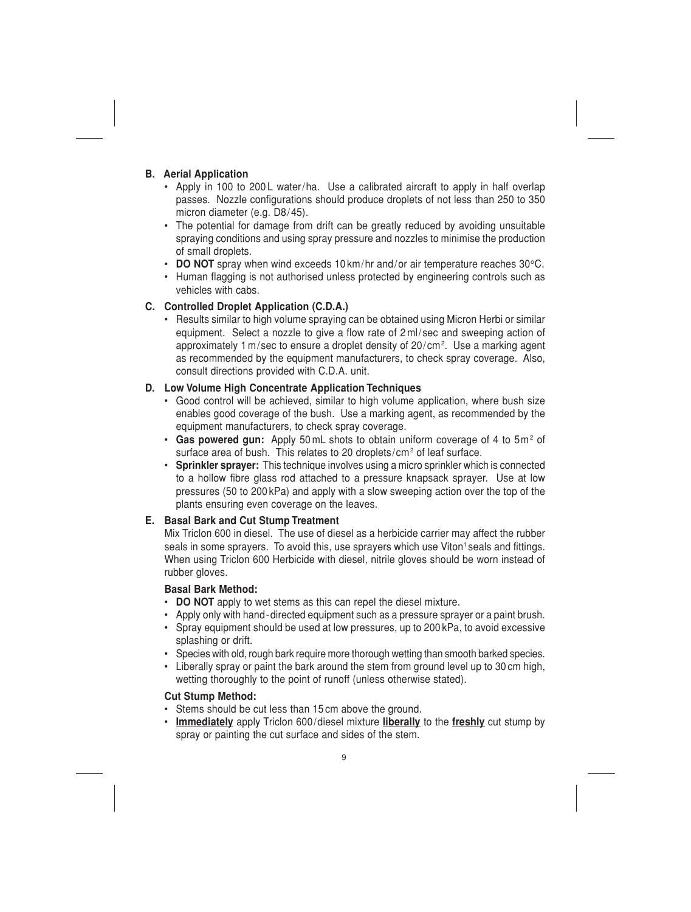### B. Aerial Application

- Apply in 100 to 200 L water/ha. Use a calibrated aircraft to apply in half overlap passes. Nozzle configurations should produce droplets of not less than 250 to 350 micron diameter (e.g. D8/45).
- The potential for damage from drift can be greatly reduced by avoiding unsuitable spraying conditions and using spray pressure and nozzles to minimise the production of small droplets.
- **DO NOT** spray when wind exceeds 10 km/hr and/or air temperature reaches 30°C.
- Human flagging is not authorised unless protected by engineering controls such as vehicles with cabs.

### C. Controlled Droplet Application (C.D.A.)

- Results similar to high volume spraying can be obtained using Micron Herbi or similar equipment. Select a nozzle to give a flow rate of 2 ml/sec and sweeping action of approximately 1 m/sec to ensure a droplet density of 20/cm². Use a marking agent as recommended by the equipment manufacturers, to check spray coverage. Also, consult directions provided with C.D.A. unit.

### D. Low Volume High Concentrate Application Techniques

- Good control will be achieved, similar to high volume application, where bush size enables good coverage of the bush. Use a marking agent, as recommended by the equipment manufacturers, to check spray coverage.
- **Gas powered gun:** Apply 50 mL shots to obtain uniform coverage of 4 to 5 m² of surface area of bush. This relates to 20 droplets/cm² of leaf surface.
- **Sprinkler sprayer:** This technique involves using a micro sprinkler which is connected to a hollow fibre glass rod attached to a pressure knapsack sprayer. Use at low pressures (50 to 200 kPa) and apply with a slow sweeping action over the top of the plants ensuring even coverage on the leaves.

### E. Basal Bark and Cut Stump Treatment

Mix Triclon 600 in diesel. The use of diesel as a herbicide carrier may affect the rubber seals in some sprayers. To avoid this, use sprayers which use Viton[1] seals and fittings. When using Triclon 600 Herbicide with diesel, nitrile gloves should be worn instead of rubber gloves.

**Basal Bark Method:**

- **DO NOT** apply to wet stems as this can repel the diesel mixture.
- Apply only with hand-directed equipment such as a pressure sprayer or a paint brush.
- Spray equipment should be used at low pressures, up to 200 kPa, to avoid excessive splashing or drift.
- Species with old, rough bark require more thorough wetting than smooth barked species.
- Liberally spray or paint the bark around the stem from ground level up to 30 cm high, wetting thoroughly to the point of runoff (unless otherwise stated).

**Cut Stump Method:**

- Stems should be cut less than 15 cm above the ground.
- **Immediately** apply Triclon 600/diesel mixture **liberally** to the **freshly** cut stump by spray or painting the cut surface and sides of the stem.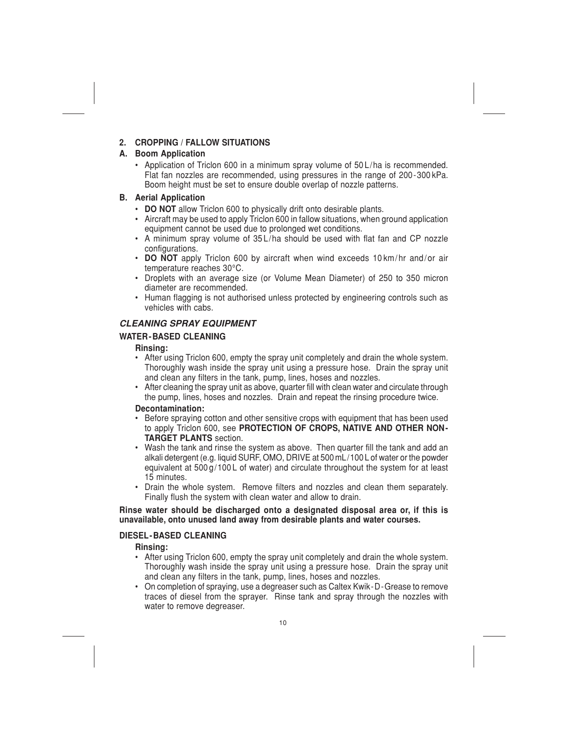## 2. CROPPING / FALLOW SITUATIONS

### A. Boom Application

- Application of Triclon 600 in a minimum spray volume of 50 L/ha is recommended. Flat fan nozzles are recommended, using pressures in the range of 200-300 kPa. Boom height must be set to ensure double overlap of nozzle patterns.

### B. Aerial Application

- **DO NOT** allow Triclon 600 to physically drift onto desirable plants.
- Aircraft may be used to apply Triclon 600 in fallow situations, when ground application equipment cannot be used due to prolonged wet conditions.
- A minimum spray volume of 35 L/ha should be used with flat fan and CP nozzle configurations.
- **DO NOT** apply Triclon 600 by aircraft when wind exceeds 10 km/hr and/or air temperature reaches 30°C.
- Droplets with an average size (or Volume Mean Diameter) of 250 to 350 micron diameter are recommended.
- Human flagging is not authorised unless protected by engineering controls such as vehicles with cabs.

## *CLEANING SPRAY EQUIPMENT*

### WATER-BASED CLEANING

**Rinsing:**

- After using Triclon 600, empty the spray unit completely and drain the whole system. Thoroughly wash inside the spray unit using a pressure hose. Drain the spray unit and clean any filters in the tank, pump, lines, hoses and nozzles.
- After cleaning the spray unit as above, quarter fill with clean water and circulate through the pump, lines, hoses and nozzles. Drain and repeat the rinsing procedure twice.

**Decontamination:**

- Before spraying cotton and other sensitive crops with equipment that has been used to apply Triclon 600, see **PROTECTION OF CROPS, NATIVE AND OTHER NON-TARGET PLANTS** section.
- Wash the tank and rinse the system as above. Then quarter fill the tank and add an alkali detergent (e.g. liquid SURF, OMO, DRIVE at 500 mL/100 L of water or the powder equivalent at 500 g/100 L of water) and circulate throughout the system for at least 15 minutes.
- Drain the whole system. Remove filters and nozzles and clean them separately. Finally flush the system with clean water and allow to drain.

**Rinse water should be discharged onto a designated disposal area or, if this is unavailable, onto unused land away from desirable plants and water courses.**

### DIESEL-BASED CLEANING

**Rinsing:**

- After using Triclon 600, empty the spray unit completely and drain the whole system. Thoroughly wash inside the spray unit using a pressure hose. Drain the spray unit and clean any filters in the tank, pump, lines, hoses and nozzles.
- On completion of spraying, use a degreaser such as Caltex Kwik-D-Grease to remove traces of diesel from the sprayer. Rinse tank and spray through the nozzles with water to remove degreaser.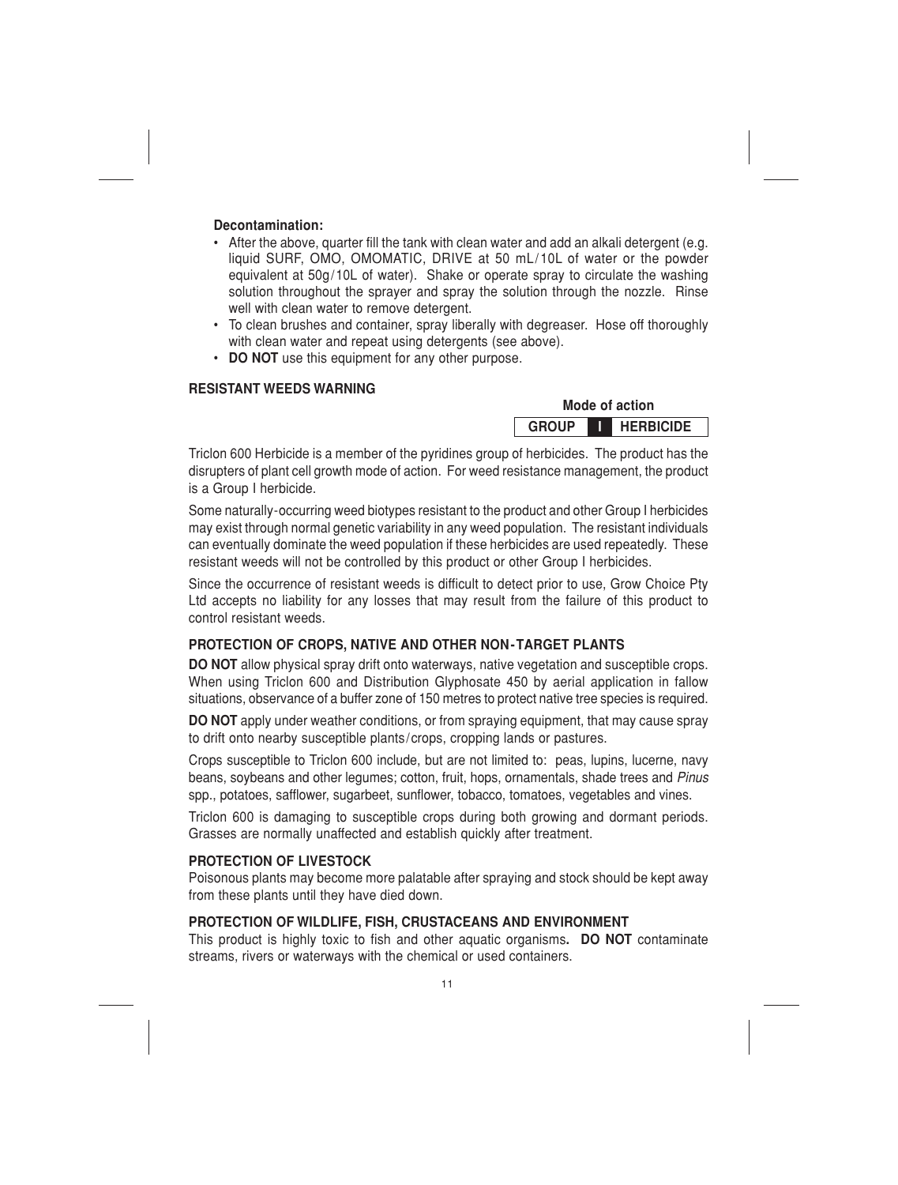**Decontamination:**

- After the above, quarter fill the tank with clean water and add an alkali detergent (e.g. liquid SURF, OMO, OMOMATIC, DRIVE at 50 mL/10L of water or the powder equivalent at 50g/10L of water). Shake or operate spray to circulate the washing solution throughout the sprayer and spray the solution through the nozzle. Rinse well with clean water to remove detergent.
- To clean brushes and container, spray liberally with degreaser. Hose off thoroughly with clean water and repeat using detergents (see above).
- **DO NOT** use this equipment for any other purpose.

## RESISTANT WEEDS WARNING

**Mode of action**

| GROUP | I | HERBICIDE |
|---|---|---|

Triclon 600 Herbicide is a member of the pyridines group of herbicides. The product has the disrupters of plant cell growth mode of action. For weed resistance management, the product is a Group I herbicide.

Some naturally-occurring weed biotypes resistant to the product and other Group I herbicides may exist through normal genetic variability in any weed population. The resistant individuals can eventually dominate the weed population if these herbicides are used repeatedly. These resistant weeds will not be controlled by this product or other Group I herbicides.

Since the occurrence of resistant weeds is difficult to detect prior to use, Grow Choice Pty Ltd accepts no liability for any losses that may result from the failure of this product to control resistant weeds.

## PROTECTION OF CROPS, NATIVE AND OTHER NON-TARGET PLANTS

**DO NOT** allow physical spray drift onto waterways, native vegetation and susceptible crops. When using Triclon 600 and Distribution Glyphosate 450 by aerial application in fallow situations, observance of a buffer zone of 150 metres to protect native tree species is required.

**DO NOT** apply under weather conditions, or from spraying equipment, that may cause spray to drift onto nearby susceptible plants/crops, cropping lands or pastures.

Crops susceptible to Triclon 600 include, but are not limited to: peas, lupins, lucerne, navy beans, soybeans and other legumes; cotton, fruit, hops, ornamentals, shade trees and *Pinus* spp., potatoes, safflower, sugarbeet, sunflower, tobacco, tomatoes, vegetables and vines.

Triclon 600 is damaging to susceptible crops during both growing and dormant periods. Grasses are normally unaffected and establish quickly after treatment.

## PROTECTION OF LIVESTOCK

Poisonous plants may become more palatable after spraying and stock should be kept away from these plants until they have died down.

## PROTECTION OF WILDLIFE, FISH, CRUSTACEANS AND ENVIRONMENT

This product is highly toxic to fish and other aquatic organisms**. DO NOT** contaminate streams, rivers or waterways with the chemical or used containers.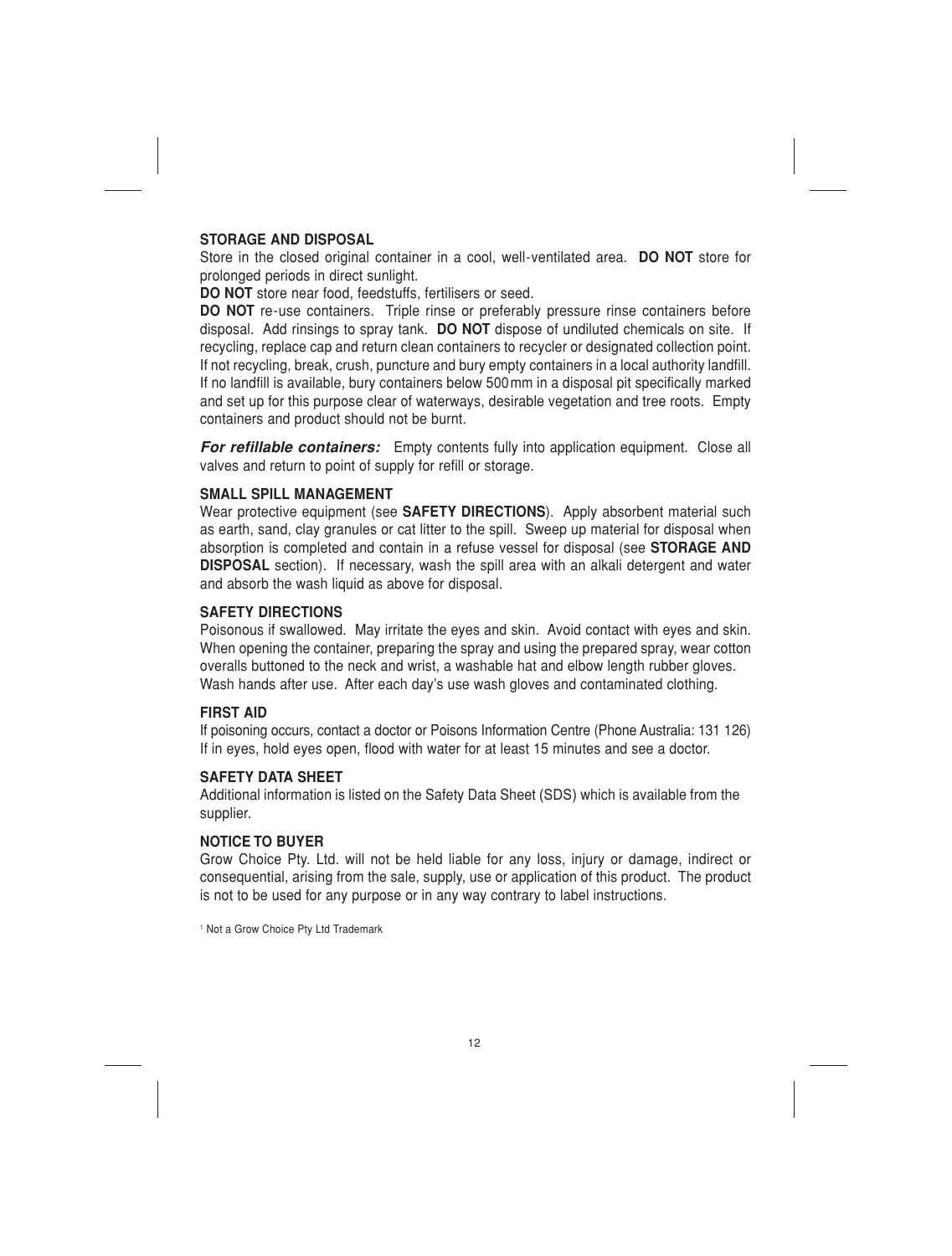**STORAGE AND DISPOSAL**

Store in the closed original container in a cool, well-ventilated area. **DO NOT** store for prolonged periods in direct sunlight.

**DO NOT** store near food, feedstuffs, fertilisers or seed.

**DO NOT** re-use containers. Triple rinse or preferably pressure rinse containers before disposal. Add rinsings to spray tank. **DO NOT** dispose of undiluted chemicals on site. If recycling, replace cap and return clean containers to recycler or designated collection point. If not recycling, break, crush, puncture and bury empty containers in a local authority landfill. If no landfill is available, bury containers below 500 mm in a disposal pit specifically marked and set up for this purpose clear of waterways, desirable vegetation and tree roots. Empty containers and product should not be burnt.

***For refillable containers:*** Empty contents fully into application equipment. Close all valves and return to point of supply for refill or storage.

**SMALL SPILL MANAGEMENT**

Wear protective equipment (see **SAFETY DIRECTIONS**). Apply absorbent material such as earth, sand, clay granules or cat litter to the spill. Sweep up material for disposal when absorption is completed and contain in a refuse vessel for disposal (see **STORAGE AND DISPOSAL** section). If necessary, wash the spill area with an alkali detergent and water and absorb the wash liquid as above for disposal.

**SAFETY DIRECTIONS**

Poisonous if swallowed. May irritate the eyes and skin. Avoid contact with eyes and skin. When opening the container, preparing the spray and using the prepared spray, wear cotton overalls buttoned to the neck and wrist, a washable hat and elbow length rubber gloves. Wash hands after use. After each day's use wash gloves and contaminated clothing.

**FIRST AID**

If poisoning occurs, contact a doctor or Poisons Information Centre (Phone Australia: 131 126)
If in eyes, hold eyes open, flood with water for at least 15 minutes and see a doctor.

**SAFETY DATA SHEET**

Additional information is listed on the Safety Data Sheet (SDS) which is available from the supplier.

**NOTICE TO BUYER**

Grow Choice Pty. Ltd. will not be held liable for any loss, injury or damage, indirect or consequential, arising from the sale, supply, use or application of this product. The product is not to be used for any purpose or in any way contrary to label instructions.

[1] Not a Grow Choice Pty Ltd Trademark